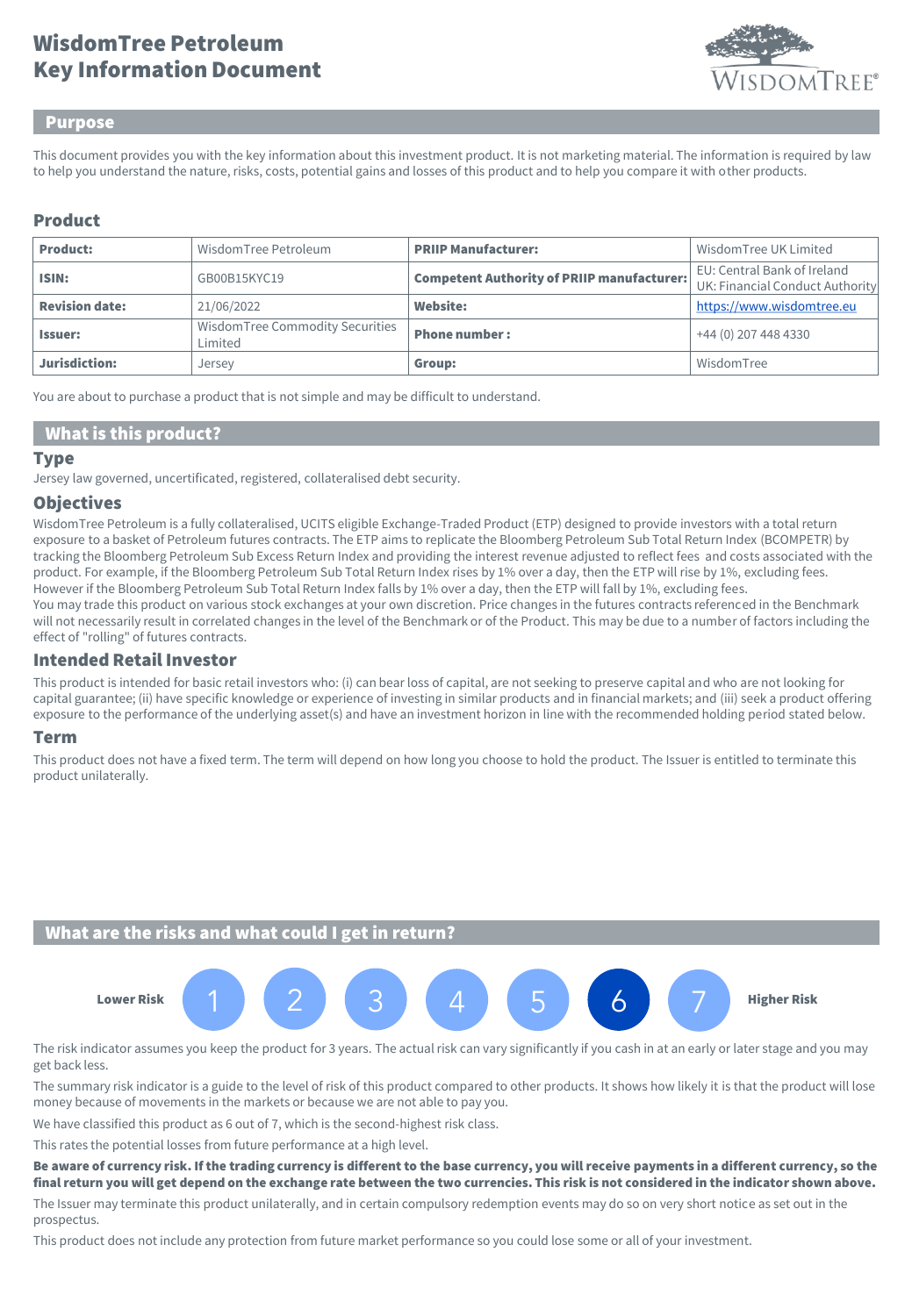# WisdomTree Petroleum Key Information Document

## Purpose

This document provides you with the key information about this investment product. It is not marketing material. The information is required by law to help you understand the nature, risks, costs, potential gains and losses of this product and to help you compare it with other products.

## Product

| **Product:** | WisdomTree Petroleum | **PRIIP Manufacturer:** | WisdomTree UK Limited |
|---|---|---|---|
| **ISIN:** | GB00B15KYC19 | **Competent Authority of PRIIP manufacturer:** | EU: Central Bank of Ireland UK: Financial Conduct Authority |
| **Revision date:** | 21/06/2022 | **Website:** | https://www.wisdomtree.eu |
| **Issuer:** | WisdomTree Commodity Securities Limited | **Phone number :** | +44 (0) 207 448 4330 |
| **Jurisdiction:** | Jersey | **Group:** | WisdomTree |

You are about to purchase a product that is not simple and may be difficult to understand.

## What is this product?

### Type

Jersey law governed, uncertificated, registered, collateralised debt security.

### Objectives

WisdomTree Petroleum is a fully collateralised, UCITS eligible Exchange-Traded Product (ETP) designed to provide investors with a total return exposure to a basket of Petroleum futures contracts. The ETP aims to replicate the Bloomberg Petroleum Sub Total Return Index (BCOMPETR) by tracking the Bloomberg Petroleum Sub Excess Return Index and providing the interest revenue adjusted to reflect fees and costs associated with the product. For example, if the Bloomberg Petroleum Sub Total Return Index rises by 1% over a day, then the ETP will rise by 1%, excluding fees. However if the Bloomberg Petroleum Sub Total Return Index falls by 1% over a day, then the ETP will fall by 1%, excluding fees.
You may trade this product on various stock exchanges at your own discretion. Price changes in the futures contracts referenced in the Benchmark will not necessarily result in correlated changes in the level of the Benchmark or of the Product. This may be due to a number of factors including the effect of "rolling" of futures contracts.

### Intended Retail Investor

This product is intended for basic retail investors who: (i) can bear loss of capital, are not seeking to preserve capital and who are not looking for capital guarantee; (ii) have specific knowledge or experience of investing in similar products and in financial markets; and (iii) seek a product offering exposure to the performance of the underlying asset(s) and have an investment horizon in line with the recommended holding period stated below.

### Term

This product does not have a fixed term. The term will depend on how long you choose to hold the product. The Issuer is entitled to terminate this product unilaterally.

## What are the risks and what could I get in return?

**Lower Risk** 1 2 3 4 5 **6** 7 **Higher Risk**

The risk indicator assumes you keep the product for 3 years. The actual risk can vary significantly if you cash in at an early or later stage and you may get back less.

The summary risk indicator is a guide to the level of risk of this product compared to other products. It shows how likely it is that the product will lose money because of movements in the markets or because we are not able to pay you.

We have classified this product as 6 out of 7, which is the second-highest risk class.

This rates the potential losses from future performance at a high level.

**Be aware of currency risk. If the trading currency is different to the base currency, you will receive payments in a different currency, so the final return you will get depend on the exchange rate between the two currencies. This risk is not considered in the indicator shown above.**

The Issuer may terminate this product unilaterally, and in certain compulsory redemption events may do so on very short notice as set out in the prospectus.

This product does not include any protection from future market performance so you could lose some or all of your investment.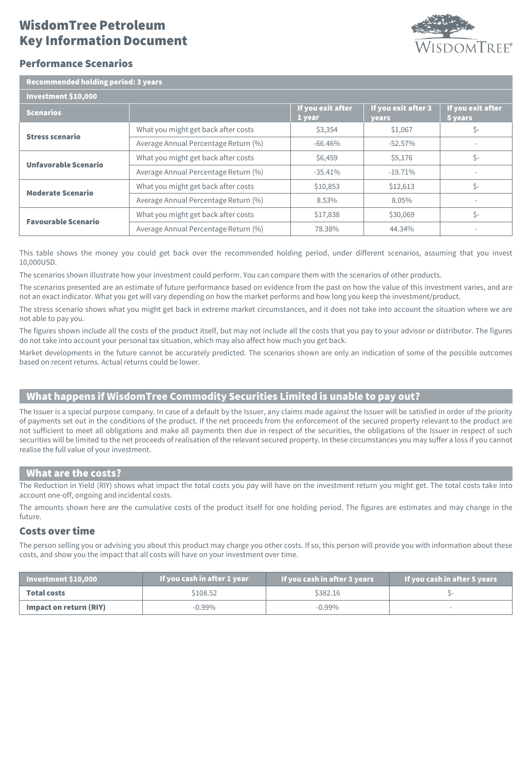# WisdomTree Petroleum Key Information Document

## Performance Scenarios

| Recommended holding period: 3 years | | | | |
|---|---|---|---|---|
| **Investment $10,000** | | | | |
| **Scenarios** | | **If you exit after 1 year** | **If you exit after 3 years** | **If you exit after 5 years** |
| **Stress scenario** | What you might get back after costs | $3,354 | $1,067 | $- |
| | Average Annual Percentage Return (%) | -66.46% | -52.57% | - |
| **Unfavorable Scenario** | What you might get back after costs | $6,459 | $5,176 | $- |
| | Average Annual Percentage Return (%) | -35.41% | -19.71% | - |
| **Moderate Scenario** | What you might get back after costs | $10,853 | $12,613 | $- |
| | Average Annual Percentage Return (%) | 8.53% | 8.05% | - |
| **Favourable Scenario** | What you might get back after costs | $17,838 | $30,069 | $- |
| | Average Annual Percentage Return (%) | 78.38% | 44.34% | - |

This table shows the money you could get back over the recommended holding period, under different scenarios, assuming that you invest 10,000USD.

The scenarios shown illustrate how your investment could perform. You can compare them with the scenarios of other products.

The scenarios presented are an estimate of future performance based on evidence from the past on how the value of this investment varies, and are not an exact indicator. What you get will vary depending on how the market performs and how long you keep the investment/product.

The stress scenario shows what you might get back in extreme market circumstances, and it does not take into account the situation where we are not able to pay you.

The figures shown include all the costs of the product itself, but may not include all the costs that you pay to your advisor or distributor. The figures do not take into account your personal tax situation, which may also affect how much you get back.

Market developments in the future cannot be accurately predicted. The scenarios shown are only an indication of some of the possible outcomes based on recent returns. Actual returns could be lower.

## What happens if WisdomTree Commodity Securities Limited is unable to pay out?

The Issuer is a special purpose company. In case of a default by the Issuer, any claims made against the Issuer will be satisfied in order of the priority of payments set out in the conditions of the product. If the net proceeds from the enforcement of the secured property relevant to the product are not sufficient to meet all obligations and make all payments then due in respect of the securities, the obligations of the Issuer in respect of such securities will be limited to the net proceeds of realisation of the relevant secured property. In these circumstances you may suffer a loss if you cannot realise the full value of your investment.

## What are the costs?

The Reduction in Yield (RIY) shows what impact the total costs you pay will have on the investment return you might get. The total costs take into account one-off, ongoing and incidental costs.

The amounts shown here are the cumulative costs of the product itself for one holding period. The figures are estimates and may change in the future.

### Costs over time

The person selling you or advising you about this product may charge you other costs. If so, this person will provide you with information about these costs, and show you the impact that all costs will have on your investment over time.

| Investment $10,000 | If you cash in after 1 year | If you cash in after 3 years | If you cash in after 5 years |
|---|---|---|---|
| **Total costs** | $108.52 | $382.16 | $- |
| **Impact on return (RIY)** | -0.99% | -0.99% | - |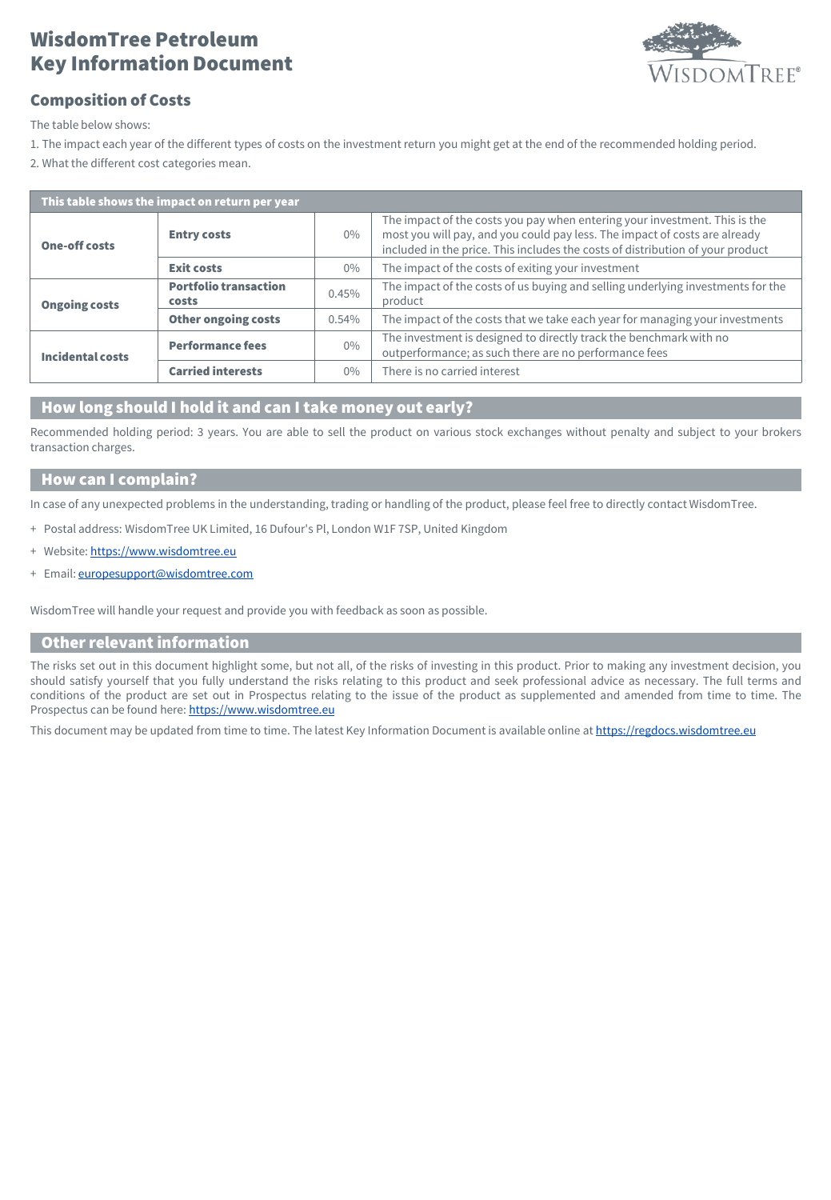# WisdomTree Petroleum
# Key Information Document

## Composition of Costs

The table below shows:

1. The impact each year of the different types of costs on the investment return you might get at the end of the recommended holding period.
2. What the different cost categories mean.

| This table shows the impact on return per year | | | |
|---|---|---|---|
| **One-off costs** | **Entry costs** | 0% | The impact of the costs you pay when entering your investment. This is the most you will pay, and you could pay less. The impact of costs are already included in the price. This includes the costs of distribution of your product |
| | **Exit costs** | 0% | The impact of the costs of exiting your investment |
| **Ongoing costs** | **Portfolio transaction costs** | 0.45% | The impact of the costs of us buying and selling underlying investments for the product |
| | **Other ongoing costs** | 0.54% | The impact of the costs that we take each year for managing your investments |
| **Incidental costs** | **Performance fees** | 0% | The investment is designed to directly track the benchmark with no outperformance; as such there are no performance fees |
| | **Carried interests** | 0% | There is no carried interest |

## How long should I hold it and can I take money out early?

Recommended holding period: 3 years. You are able to sell the product on various stock exchanges without penalty and subject to your brokers transaction charges.

## How can I complain?

In case of any unexpected problems in the understanding, trading or handling of the product, please feel free to directly contact WisdomTree.

+ Postal address: WisdomTree UK Limited, 16 Dufour's Pl, London W1F 7SP, United Kingdom
+ Website: https://www.wisdomtree.eu
+ Email: europesupport@wisdomtree.com

WisdomTree will handle your request and provide you with feedback as soon as possible.

## Other relevant information

The risks set out in this document highlight some, but not all, of the risks of investing in this product. Prior to making any investment decision, you should satisfy yourself that you fully understand the risks relating to this product and seek professional advice as necessary. The full terms and conditions of the product are set out in Prospectus relating to the issue of the product as supplemented and amended from time to time. The Prospectus can be found here: https://www.wisdomtree.eu

This document may be updated from time to time. The latest Key Information Document is available online at https://regdocs.wisdomtree.eu